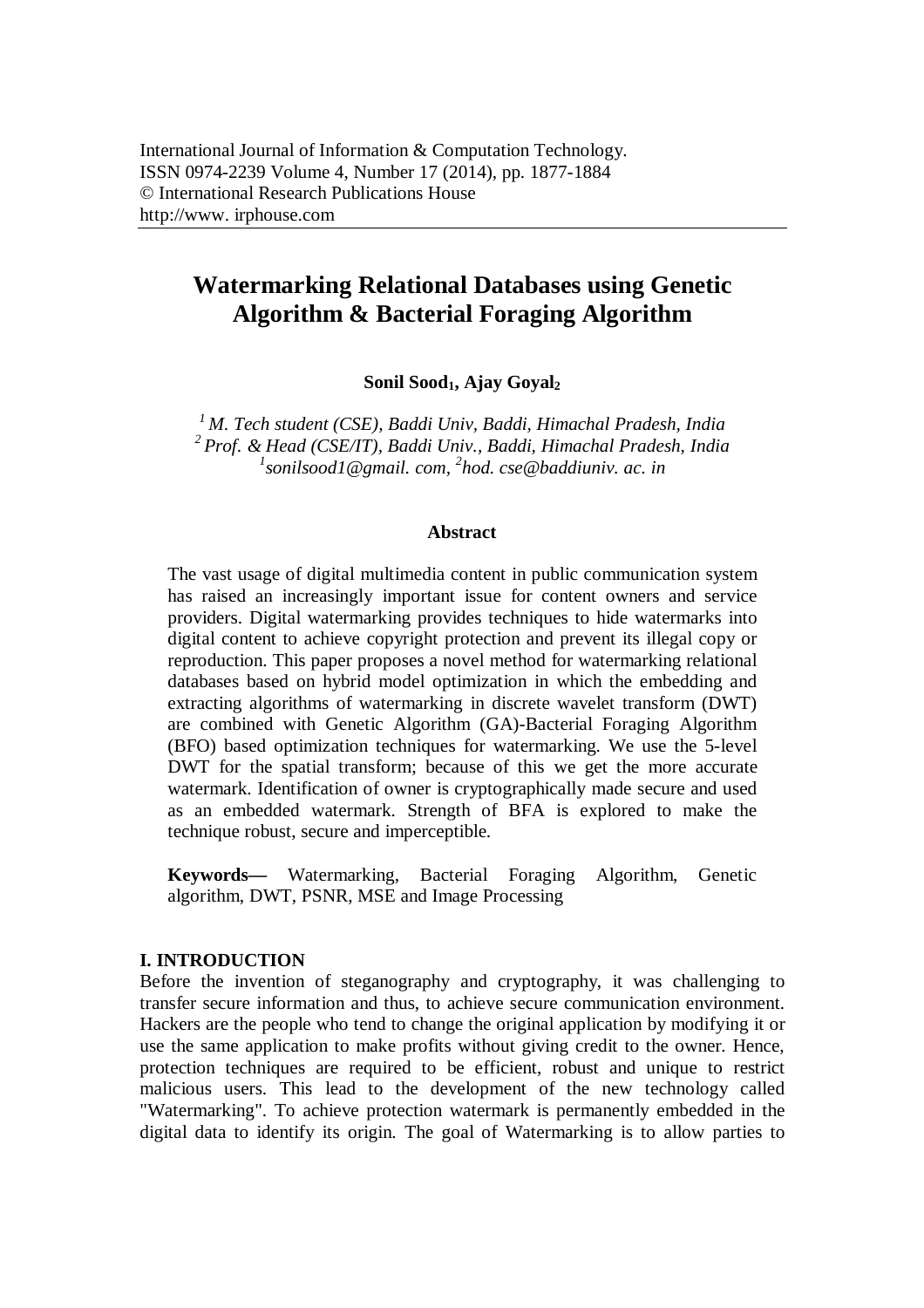International Journal of Information & Computation Technology.
ISSN 0974-2239 Volume 4, Number 17 (2014), pp. 1877-1884
© International Research Publications House
http://www. irphouse.com

# Watermarking Relational Databases using Genetic Algorithm & Bacterial Foraging Algorithm

**Sonil Sood[1], Ajay Goyal[2]**

*[1] M. Tech student (CSE), Baddi Univ, Baddi, Himachal Pradesh, India*
*[2] Prof. & Head (CSE/IT), Baddi Univ., Baddi, Himachal Pradesh, India*
*[1]sonilsood1@gmail. com, [2]hod. cse@baddiuniv. ac. in*

## Abstract

The vast usage of digital multimedia content in public communication system has raised an increasingly important issue for content owners and service providers. Digital watermarking provides techniques to hide watermarks into digital content to achieve copyright protection and prevent its illegal copy or reproduction. This paper proposes a novel method for watermarking relational databases based on hybrid model optimization in which the embedding and extracting algorithms of watermarking in discrete wavelet transform (DWT) are combined with Genetic Algorithm (GA)-Bacterial Foraging Algorithm (BFO) based optimization techniques for watermarking. We use the 5-level DWT for the spatial transform; because of this we get the more accurate watermark. Identification of owner is cryptographically made secure and used as an embedded watermark. Strength of BFA is explored to make the technique robust, secure and imperceptible.

**Keywords—** Watermarking, Bacterial Foraging Algorithm, Genetic algorithm, DWT, PSNR, MSE and Image Processing

## I. INTRODUCTION

Before the invention of steganography and cryptography, it was challenging to transfer secure information and thus, to achieve secure communication environment. Hackers are the people who tend to change the original application by modifying it or use the same application to make profits without giving credit to the owner. Hence, protection techniques are required to be efficient, robust and unique to restrict malicious users. This lead to the development of the new technology called "Watermarking". To achieve protection watermark is permanently embedded in the digital data to identify its origin. The goal of Watermarking is to allow parties to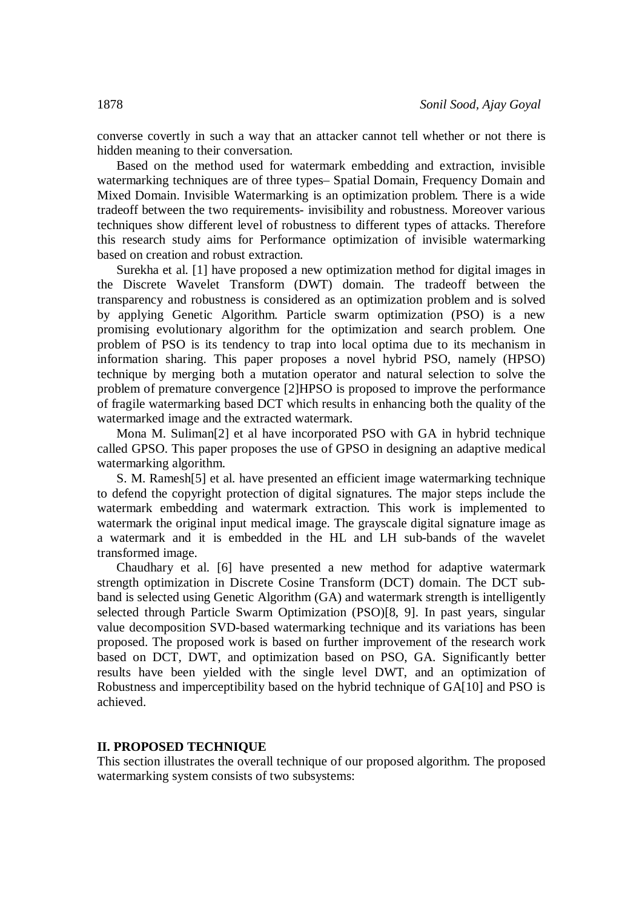converse covertly in such a way that an attacker cannot tell whether or not there is hidden meaning to their conversation.

Based on the method used for watermark embedding and extraction, invisible watermarking techniques are of three types– Spatial Domain, Frequency Domain and Mixed Domain. Invisible Watermarking is an optimization problem. There is a wide tradeoff between the two requirements- invisibility and robustness. Moreover various techniques show different level of robustness to different types of attacks. Therefore this research study aims for Performance optimization of invisible watermarking based on creation and robust extraction.

Surekha et al. [1] have proposed a new optimization method for digital images in the Discrete Wavelet Transform (DWT) domain. The tradeoff between the transparency and robustness is considered as an optimization problem and is solved by applying Genetic Algorithm. Particle swarm optimization (PSO) is a new promising evolutionary algorithm for the optimization and search problem. One problem of PSO is its tendency to trap into local optima due to its mechanism in information sharing. This paper proposes a novel hybrid PSO, namely (HPSO) technique by merging both a mutation operator and natural selection to solve the problem of premature convergence [2]HPSO is proposed to improve the performance of fragile watermarking based DCT which results in enhancing both the quality of the watermarked image and the extracted watermark.

Mona M. Suliman[2] et al have incorporated PSO with GA in hybrid technique called GPSO. This paper proposes the use of GPSO in designing an adaptive medical watermarking algorithm.

S. M. Ramesh[5] et al. have presented an efficient image watermarking technique to defend the copyright protection of digital signatures. The major steps include the watermark embedding and watermark extraction. This work is implemented to watermark the original input medical image. The grayscale digital signature image as a watermark and it is embedded in the HL and LH sub-bands of the wavelet transformed image.

Chaudhary et al. [6] have presented a new method for adaptive watermark strength optimization in Discrete Cosine Transform (DCT) domain. The DCT sub-band is selected using Genetic Algorithm (GA) and watermark strength is intelligently selected through Particle Swarm Optimization (PSO)[8, 9]. In past years, singular value decomposition SVD-based watermarking technique and its variations has been proposed. The proposed work is based on further improvement of the research work based on DCT, DWT, and optimization based on PSO, GA. Significantly better results have been yielded with the single level DWT, and an optimization of Robustness and imperceptibility based on the hybrid technique of GA[10] and PSO is achieved.

## II. PROPOSED TECHNIQUE

This section illustrates the overall technique of our proposed algorithm. The proposed watermarking system consists of two subsystems: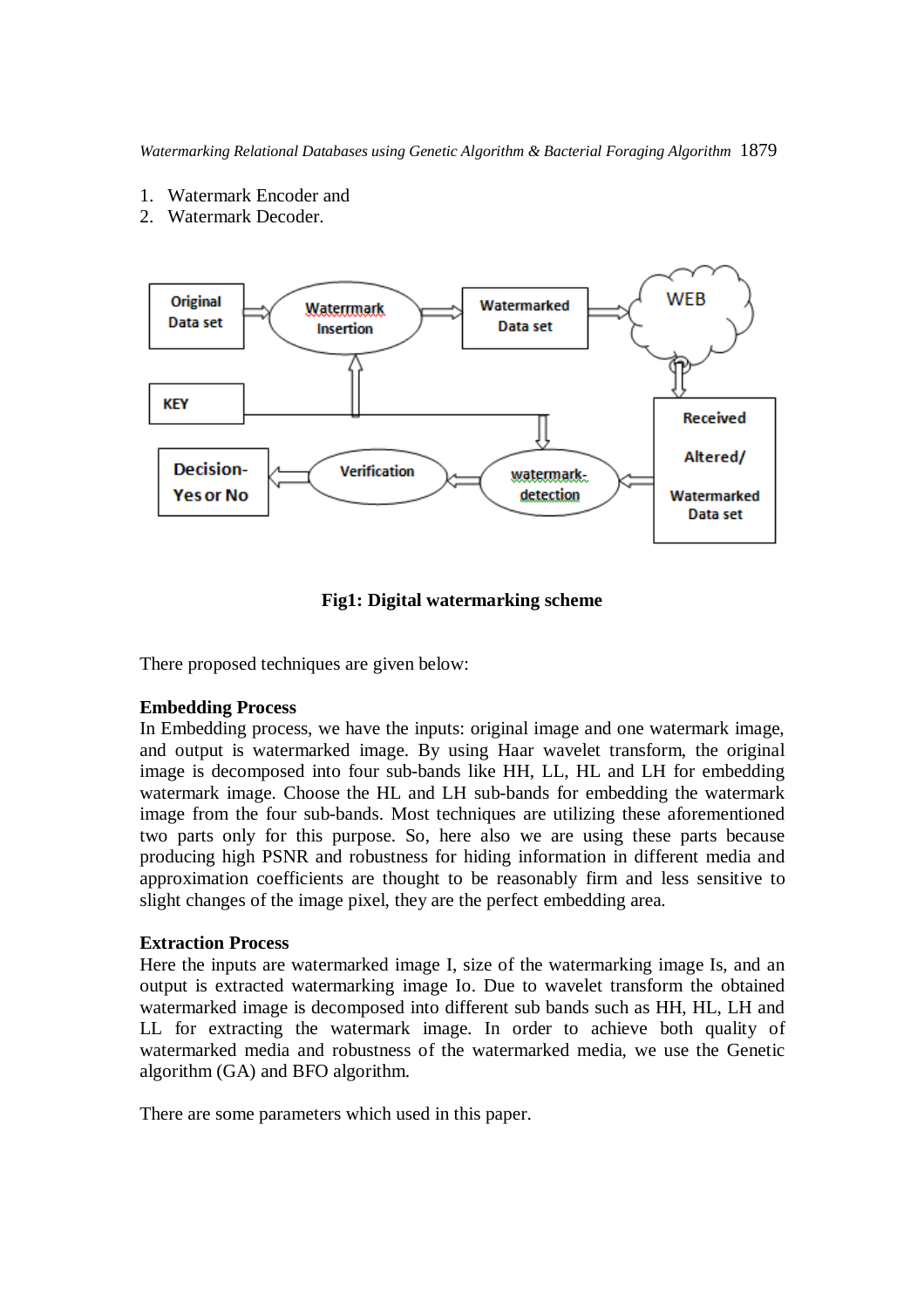1. Watermark Encoder and
2. Watermark Decoder.

**Fig1: Digital watermarking scheme**

There proposed techniques are given below:

**Embedding Process**

In Embedding process, we have the inputs: original image and one watermark image, and output is watermarked image. By using Haar wavelet transform, the original image is decomposed into four sub-bands like HH, LL, HL and LH for embedding watermark image. Choose the HL and LH sub-bands for embedding the watermark image from the four sub-bands. Most techniques are utilizing these aforementioned two parts only for this purpose. So, here also we are using these parts because producing high PSNR and robustness for hiding information in different media and approximation coefficients are thought to be reasonably firm and less sensitive to slight changes of the image pixel, they are the perfect embedding area.

**Extraction Process**

Here the inputs are watermarked image I, size of the watermarking image Is, and an output is extracted watermarking image Io. Due to wavelet transform the obtained watermarked image is decomposed into different sub bands such as HH, HL, LH and LL for extracting the watermark image. In order to achieve both quality of watermarked media and robustness of the watermarked media, we use the Genetic algorithm (GA) and BFO algorithm.

There are some parameters which used in this paper.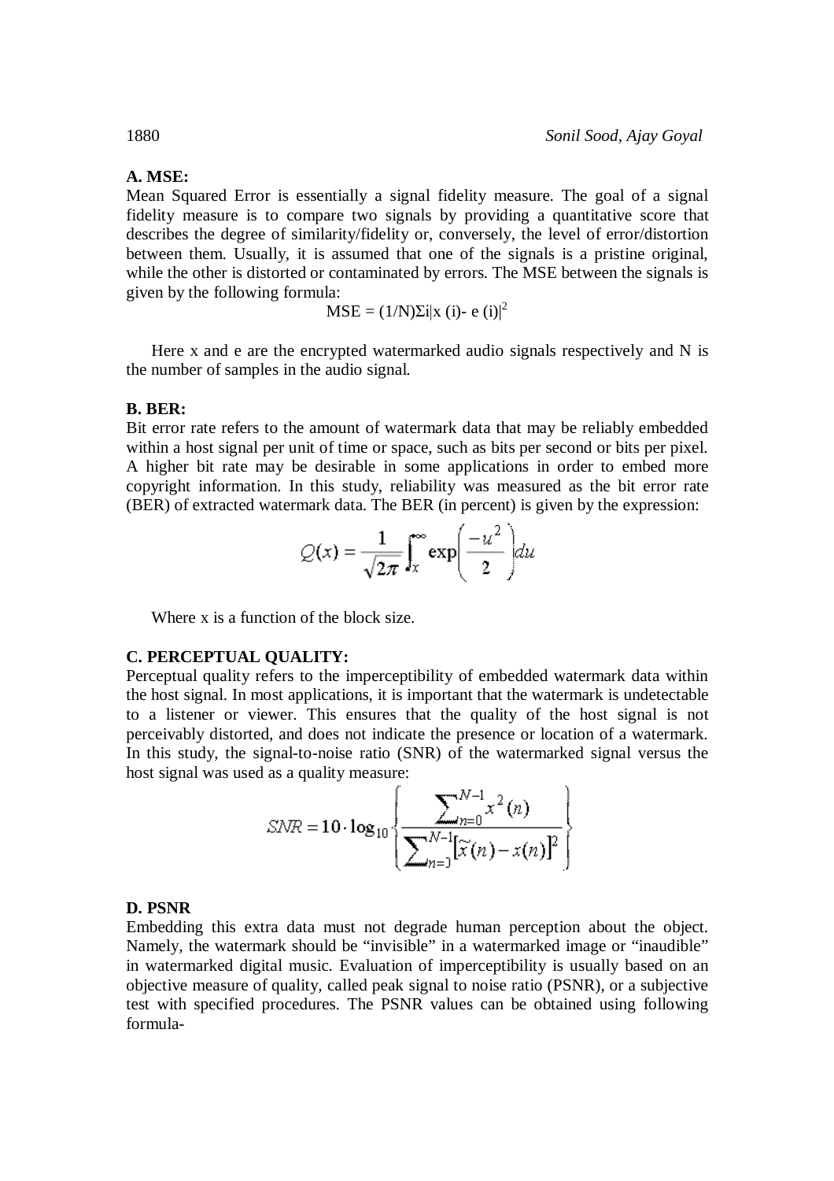### A. MSE:

Mean Squared Error is essentially a signal fidelity measure. The goal of a signal fidelity measure is to compare two signals by providing a quantitative score that describes the degree of similarity/fidelity or, conversely, the level of error/distortion between them. Usually, it is assumed that one of the signals is a pristine original, while the other is distorted or contaminated by errors. The MSE between the signals is given by the following formula:

$$\text{MSE} = (1/N)\Sigma i|x\,(i) - e\,(i)|^2$$

Here x and e are the encrypted watermarked audio signals respectively and N is the number of samples in the audio signal.

### B. BER:

Bit error rate refers to the amount of watermark data that may be reliably embedded within a host signal per unit of time or space, such as bits per second or bits per pixel. A higher bit rate may be desirable in some applications in order to embed more copyright information. In this study, reliability was measured as the bit error rate (BER) of extracted watermark data. The BER (in percent) is given by the expression:

$$Q(x) = \frac{1}{\sqrt{2\pi}} \int_x^{\infty} \exp\left(\frac{-u^2}{2}\right) du$$

Where x is a function of the block size.

### C. PERCEPTUAL QUALITY:

Perceptual quality refers to the imperceptibility of embedded watermark data within the host signal. In most applications, it is important that the watermark is undetectable to a listener or viewer. This ensures that the quality of the host signal is not perceivably distorted, and does not indicate the presence or location of a watermark. In this study, the signal-to-noise ratio (SNR) of the watermarked signal versus the host signal was used as a quality measure:

$$SNR = 10 \cdot \log_{10} \left\{ \frac{\sum_{n=0}^{N-1} x^2(n)}{\sum_{n=0}^{N-1} \left[\tilde{x}(n) - x(n)\right]^2} \right\}$$

### D. PSNR

Embedding this extra data must not degrade human perception about the object. Namely, the watermark should be "invisible" in a watermarked image or "inaudible" in watermarked digital music. Evaluation of imperceptibility is usually based on an objective measure of quality, called peak signal to noise ratio (PSNR), or a subjective test with specified procedures. The PSNR values can be obtained using following formula-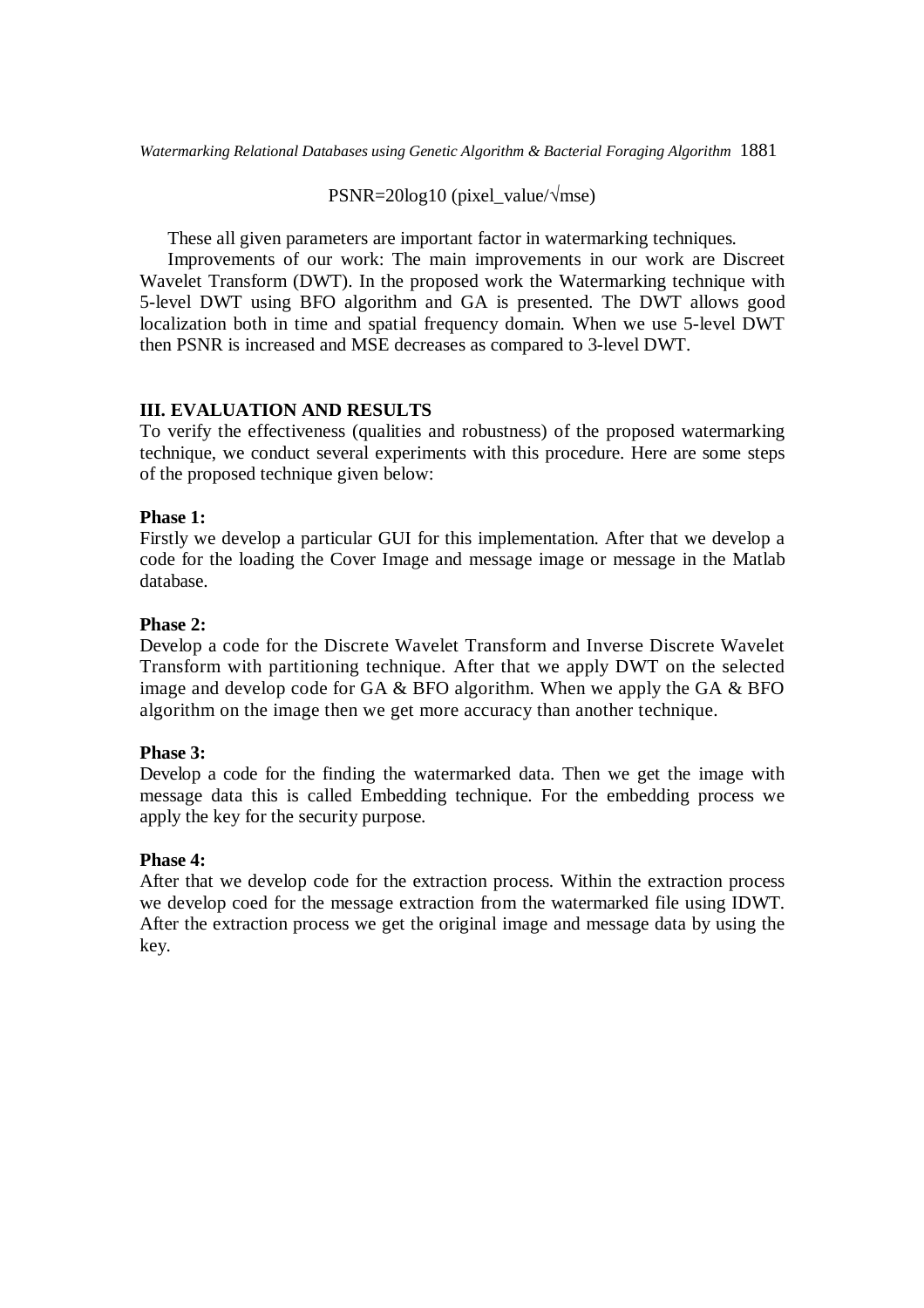$$PSNR=20\log10\ (pixel\_value/\sqrt{mse})$$

These all given parameters are important factor in watermarking techniques.

Improvements of our work: The main improvements in our work are Discreet Wavelet Transform (DWT). In the proposed work the Watermarking technique with 5-level DWT using BFO algorithm and GA is presented. The DWT allows good localization both in time and spatial frequency domain. When we use 5-level DWT then PSNR is increased and MSE decreases as compared to 3-level DWT.

## III. EVALUATION AND RESULTS

To verify the effectiveness (qualities and robustness) of the proposed watermarking technique, we conduct several experiments with this procedure. Here are some steps of the proposed technique given below:

**Phase 1:**
Firstly we develop a particular GUI for this implementation. After that we develop a code for the loading the Cover Image and message image or message in the Matlab database.

**Phase 2:**
Develop a code for the Discrete Wavelet Transform and Inverse Discrete Wavelet Transform with partitioning technique. After that we apply DWT on the selected image and develop code for GA & BFO algorithm. When we apply the GA & BFO algorithm on the image then we get more accuracy than another technique.

**Phase 3:**
Develop a code for the finding the watermarked data. Then we get the image with message data this is called Embedding technique. For the embedding process we apply the key for the security purpose.

**Phase 4:**
After that we develop code for the extraction process. Within the extraction process we develop coed for the message extraction from the watermarked file using IDWT. After the extraction process we get the original image and message data by using the key.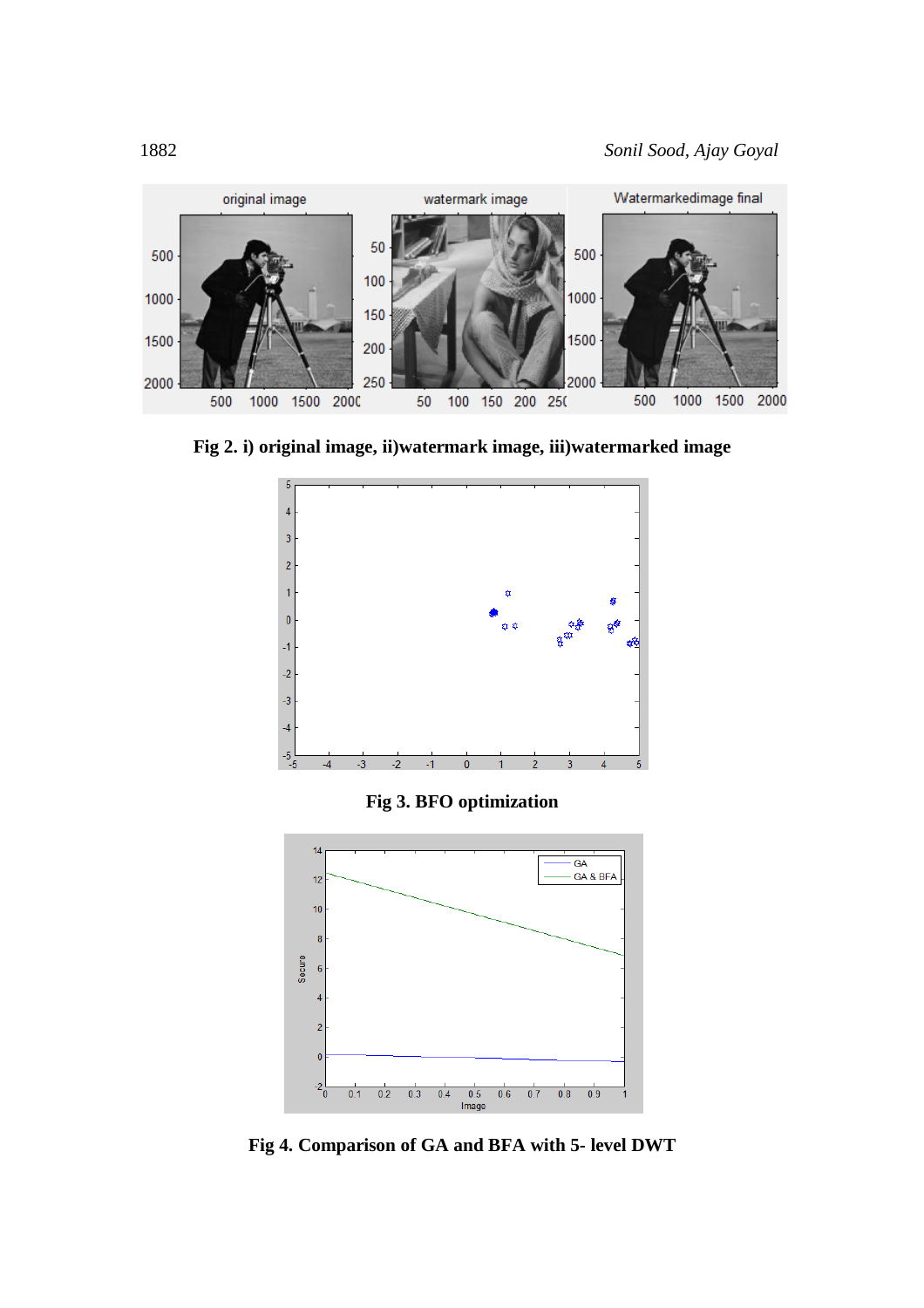Fig 2. i) original image, ii)watermark image, iii)watermarked image

Fig 3. BFO optimization

Fig 4. Comparison of GA and BFA with 5- level DWT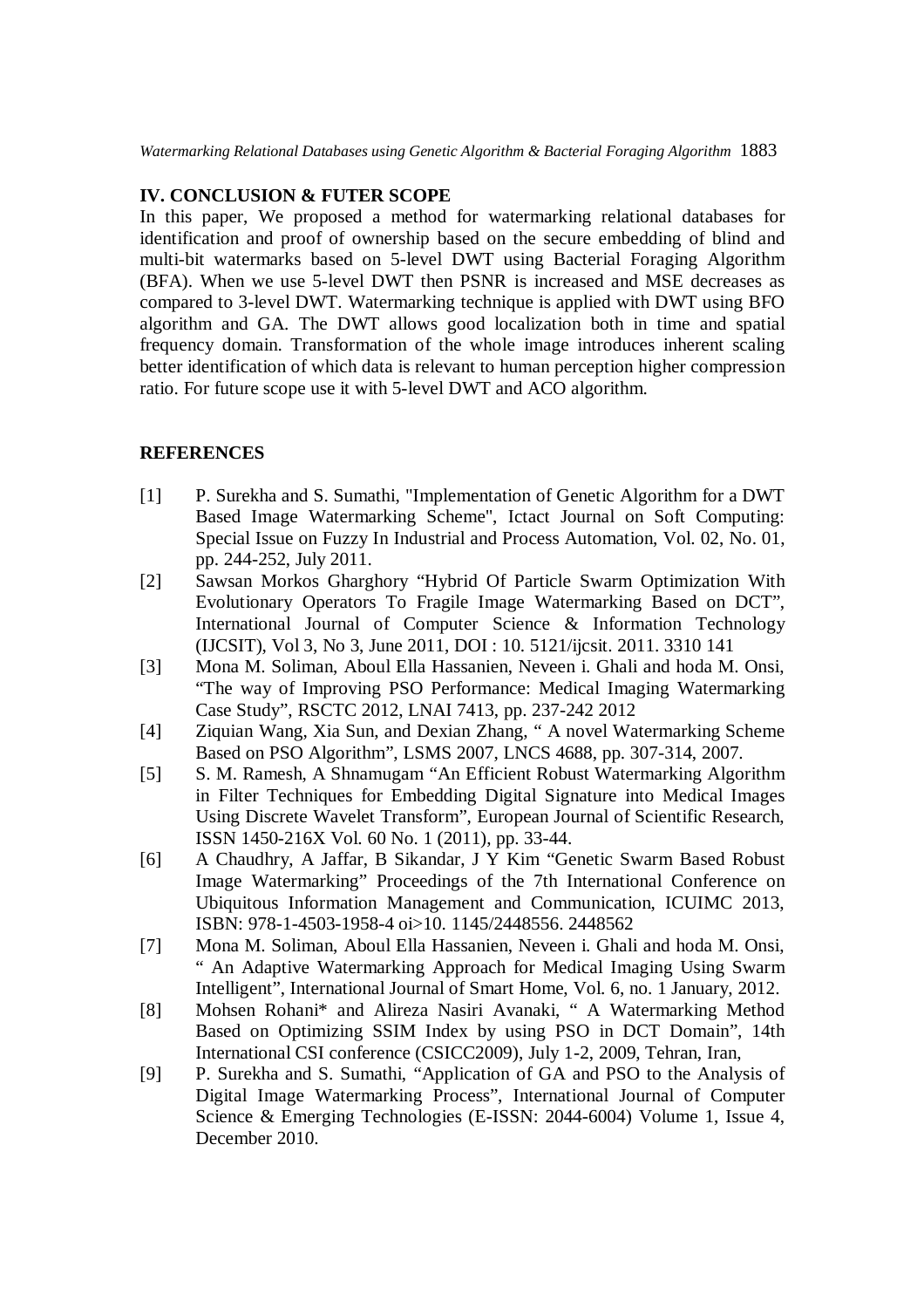## IV. CONCLUSION & FUTER SCOPE

In this paper, We proposed a method for watermarking relational databases for identification and proof of ownership based on the secure embedding of blind and multi-bit watermarks based on 5-level DWT using Bacterial Foraging Algorithm (BFA). When we use 5-level DWT then PSNR is increased and MSE decreases as compared to 3-level DWT. Watermarking technique is applied with DWT using BFO algorithm and GA. The DWT allows good localization both in time and spatial frequency domain. Transformation of the whole image introduces inherent scaling better identification of which data is relevant to human perception higher compression ratio. For future scope use it with 5-level DWT and ACO algorithm.

## REFERENCES

[1] P. Surekha and S. Sumathi, "Implementation of Genetic Algorithm for a DWT Based Image Watermarking Scheme", Ictact Journal on Soft Computing: Special Issue on Fuzzy In Industrial and Process Automation, Vol. 02, No. 01, pp. 244-252, July 2011.

[2] Sawsan Morkos Gharghory "Hybrid Of Particle Swarm Optimization With Evolutionary Operators To Fragile Image Watermarking Based on DCT", International Journal of Computer Science & Information Technology (IJCSIT), Vol 3, No 3, June 2011, DOI : 10. 5121/ijcsit. 2011. 3310 141

[3] Mona M. Soliman, Aboul Ella Hassanien, Neveen i. Ghali and hoda M. Onsi, "The way of Improving PSO Performance: Medical Imaging Watermarking Case Study", RSCTC 2012, LNAI 7413, pp. 237-242 2012

[4] Ziquian Wang, Xia Sun, and Dexian Zhang, " A novel Watermarking Scheme Based on PSO Algorithm", LSMS 2007, LNCS 4688, pp. 307-314, 2007.

[5] S. M. Ramesh, A Shnamugam "An Efficient Robust Watermarking Algorithm in Filter Techniques for Embedding Digital Signature into Medical Images Using Discrete Wavelet Transform", European Journal of Scientific Research, ISSN 1450-216X Vol. 60 No. 1 (2011), pp. 33-44.

[6] A Chaudhry, A Jaffar, B Sikandar, J Y Kim "Genetic Swarm Based Robust Image Watermarking" Proceedings of the 7th International Conference on Ubiquitous Information Management and Communication, ICUIMC 2013, ISBN: 978-1-4503-1958-4 oi>10. 1145/2448556. 2448562

[7] Mona M. Soliman, Aboul Ella Hassanien, Neveen i. Ghali and hoda M. Onsi, " An Adaptive Watermarking Approach for Medical Imaging Using Swarm Intelligent", International Journal of Smart Home, Vol. 6, no. 1 January, 2012.

[8] Mohsen Rohani* and Alireza Nasiri Avanaki, " A Watermarking Method Based on Optimizing SSIM Index by using PSO in DCT Domain", 14th International CSI conference (CSICC2009), July 1-2, 2009, Tehran, Iran,

[9] P. Surekha and S. Sumathi, "Application of GA and PSO to the Analysis of Digital Image Watermarking Process", International Journal of Computer Science & Emerging Technologies (E-ISSN: 2044-6004) Volume 1, Issue 4, December 2010.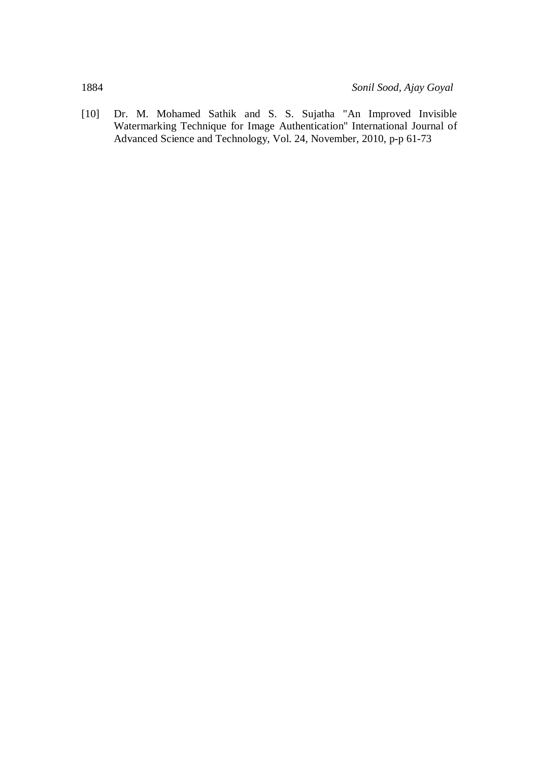[10] Dr. M. Mohamed Sathik and S. S. Sujatha "An Improved Invisible Watermarking Technique for Image Authentication" International Journal of Advanced Science and Technology, Vol. 24, November, 2010, p-p 61-73